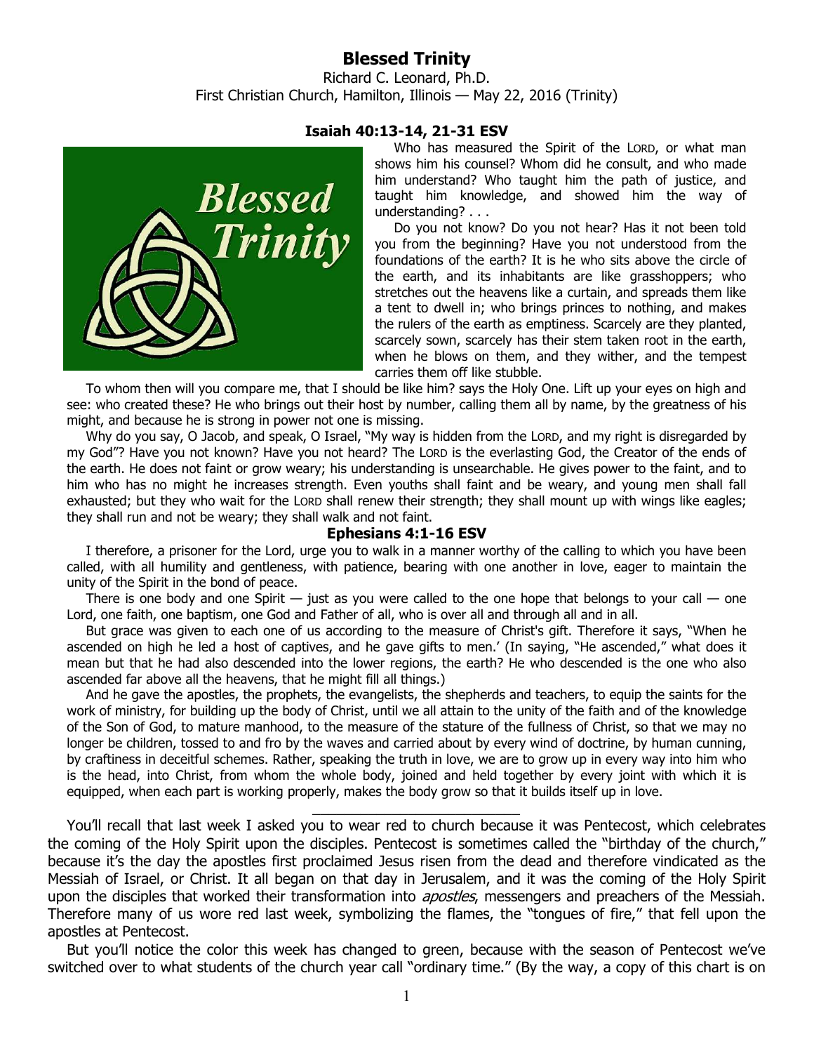# Blessed Trinity

Richard C. Leonard, Ph.D.
First Christian Church, Hamilton, Illinois — May 22, 2016 (Trinity)

### Isaiah 40:13-14, 21-31 ESV

Who has measured the Spirit of the LORD, or what man shows him his counsel? Whom did he consult, and who made him understand? Who taught him the path of justice, and taught him knowledge, and showed him the way of understanding? . . .

Do you not know? Do you not hear? Has it not been told you from the beginning? Have you not understood from the foundations of the earth? It is he who sits above the circle of the earth, and its inhabitants are like grasshoppers; who stretches out the heavens like a curtain, and spreads them like a tent to dwell in; who brings princes to nothing, and makes the rulers of the earth as emptiness. Scarcely are they planted, scarcely sown, scarcely has their stem taken root in the earth, when he blows on them, and they wither, and the tempest carries them off like stubble.

To whom then will you compare me, that I should be like him? says the Holy One. Lift up your eyes on high and see: who created these? He who brings out their host by number, calling them all by name, by the greatness of his might, and because he is strong in power not one is missing.

Why do you say, O Jacob, and speak, O Israel, "My way is hidden from the LORD, and my right is disregarded by my God"? Have you not known? Have you not heard? The LORD is the everlasting God, the Creator of the ends of the earth. He does not faint or grow weary; his understanding is unsearchable. He gives power to the faint, and to him who has no might he increases strength. Even youths shall faint and be weary, and young men shall fall exhausted; but they who wait for the LORD shall renew their strength; they shall mount up with wings like eagles; they shall run and not be weary; they shall walk and not faint.

### Ephesians 4:1-16 ESV

I therefore, a prisoner for the Lord, urge you to walk in a manner worthy of the calling to which you have been called, with all humility and gentleness, with patience, bearing with one another in love, eager to maintain the unity of the Spirit in the bond of peace.

There is one body and one Spirit — just as you were called to the one hope that belongs to your call — one Lord, one faith, one baptism, one God and Father of all, who is over all and through all and in all.

But grace was given to each one of us according to the measure of Christ's gift. Therefore it says, "When he ascended on high he led a host of captives, and he gave gifts to men.' (In saying, "He ascended," what does it mean but that he had also descended into the lower regions, the earth? He who descended is the one who also ascended far above all the heavens, that he might fill all things.)

And he gave the apostles, the prophets, the evangelists, the shepherds and teachers, to equip the saints for the work of ministry, for building up the body of Christ, until we all attain to the unity of the faith and of the knowledge of the Son of God, to mature manhood, to the measure of the stature of the fullness of Christ, so that we may no longer be children, tossed to and fro by the waves and carried about by every wind of doctrine, by human cunning, by craftiness in deceitful schemes. Rather, speaking the truth in love, we are to grow up in every way into him who is the head, into Christ, from whom the whole body, joined and held together by every joint with which it is equipped, when each part is working properly, makes the body grow so that it builds itself up in love.

---

You'll recall that last week I asked you to wear red to church because it was Pentecost, which celebrates the coming of the Holy Spirit upon the disciples. Pentecost is sometimes called the "birthday of the church," because it's the day the apostles first proclaimed Jesus risen from the dead and therefore vindicated as the Messiah of Israel, or Christ. It all began on that day in Jerusalem, and it was the coming of the Holy Spirit upon the disciples that worked their transformation into *apostles*, messengers and preachers of the Messiah. Therefore many of us wore red last week, symbolizing the flames, the "tongues of fire," that fell upon the apostles at Pentecost.

But you'll notice the color this week has changed to green, because with the season of Pentecost we've switched over to what students of the church year call "ordinary time." (By the way, a copy of this chart is on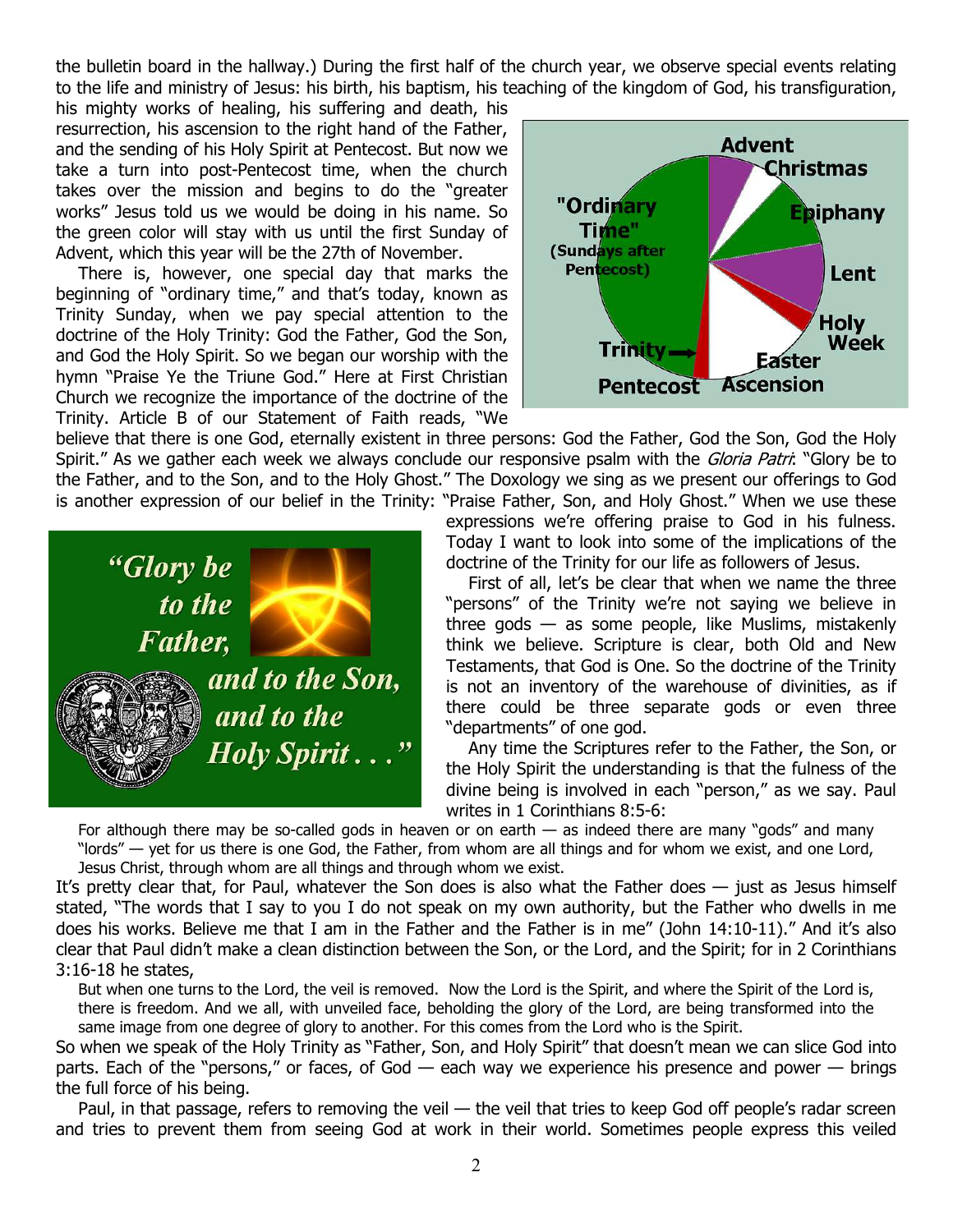the bulletin board in the hallway.) During the first half of the church year, we observe special events relating to the life and ministry of Jesus: his birth, his baptism, his teaching of the kingdom of God, his transfiguration, his mighty works of healing, his suffering and death, his resurrection, his ascension to the right hand of the Father, and the sending of his Holy Spirit at Pentecost. But now we take a turn into post-Pentecost time, when the church takes over the mission and begins to do the "greater works" Jesus told us we would be doing in his name. So the green color will stay with us until the first Sunday of Advent, which this year will be the 27th of November.

There is, however, one special day that marks the beginning of "ordinary time," and that's today, known as Trinity Sunday, when we pay special attention to the doctrine of the Holy Trinity: God the Father, God the Son, and God the Holy Spirit. So we began our worship with the hymn "Praise Ye the Triune God." Here at First Christian Church we recognize the importance of the doctrine of the Trinity. Article B of our Statement of Faith reads, "We believe that there is one God, eternally existent in three persons: God the Father, God the Son, God the Holy Spirit." As we gather each week we always conclude our responsive psalm with the *Gloria Patri*: "Glory be to the Father, and to the Son, and to the Holy Ghost." The Doxology we sing as we present our offerings to God is another expression of our belief in the Trinity: "Praise Father, Son, and Holy Ghost." When we use these expressions we're offering praise to God in his fulness. Today I want to look into some of the implications of the doctrine of the Trinity for our life as followers of Jesus.

First of all, let's be clear that when we name the three "persons" of the Trinity we're not saying we believe in three gods — as some people, like Muslims, mistakenly think we believe. Scripture is clear, both Old and New Testaments, that God is One. So the doctrine of the Trinity is not an inventory of the warehouse of divinities, as if there could be three separate gods or even three "departments" of one god.

Any time the Scriptures refer to the Father, the Son, or the Holy Spirit the understanding is that the fulness of the divine being is involved in each "person," as we say. Paul writes in 1 Corinthians 8:5-6:

> For although there may be so-called gods in heaven or on earth — as indeed there are many "gods" and many "lords" — yet for us there is one God, the Father, from whom are all things and for whom we exist, and one Lord, Jesus Christ, through whom are all things and through whom we exist.

It's pretty clear that, for Paul, whatever the Son does is also what the Father does — just as Jesus himself stated, "The words that I say to you I do not speak on my own authority, but the Father who dwells in me does his works. Believe me that I am in the Father and the Father is in me" (John 14:10-11)." And it's also clear that Paul didn't make a clean distinction between the Son, or the Lord, and the Spirit; for in 2 Corinthians 3:16-18 he states,

> But when one turns to the Lord, the veil is removed. Now the Lord is the Spirit, and where the Spirit of the Lord is, there is freedom. And we all, with unveiled face, beholding the glory of the Lord, are being transformed into the same image from one degree of glory to another. For this comes from the Lord who is the Spirit.

So when we speak of the Holy Trinity as "Father, Son, and Holy Spirit" that doesn't mean we can slice God into parts. Each of the "persons," or faces, of God — each way we experience his presence and power — brings the full force of his being.

Paul, in that passage, refers to removing the veil — the veil that tries to keep God off people's radar screen and tries to prevent them from seeing God at work in their world. Sometimes people express this veiled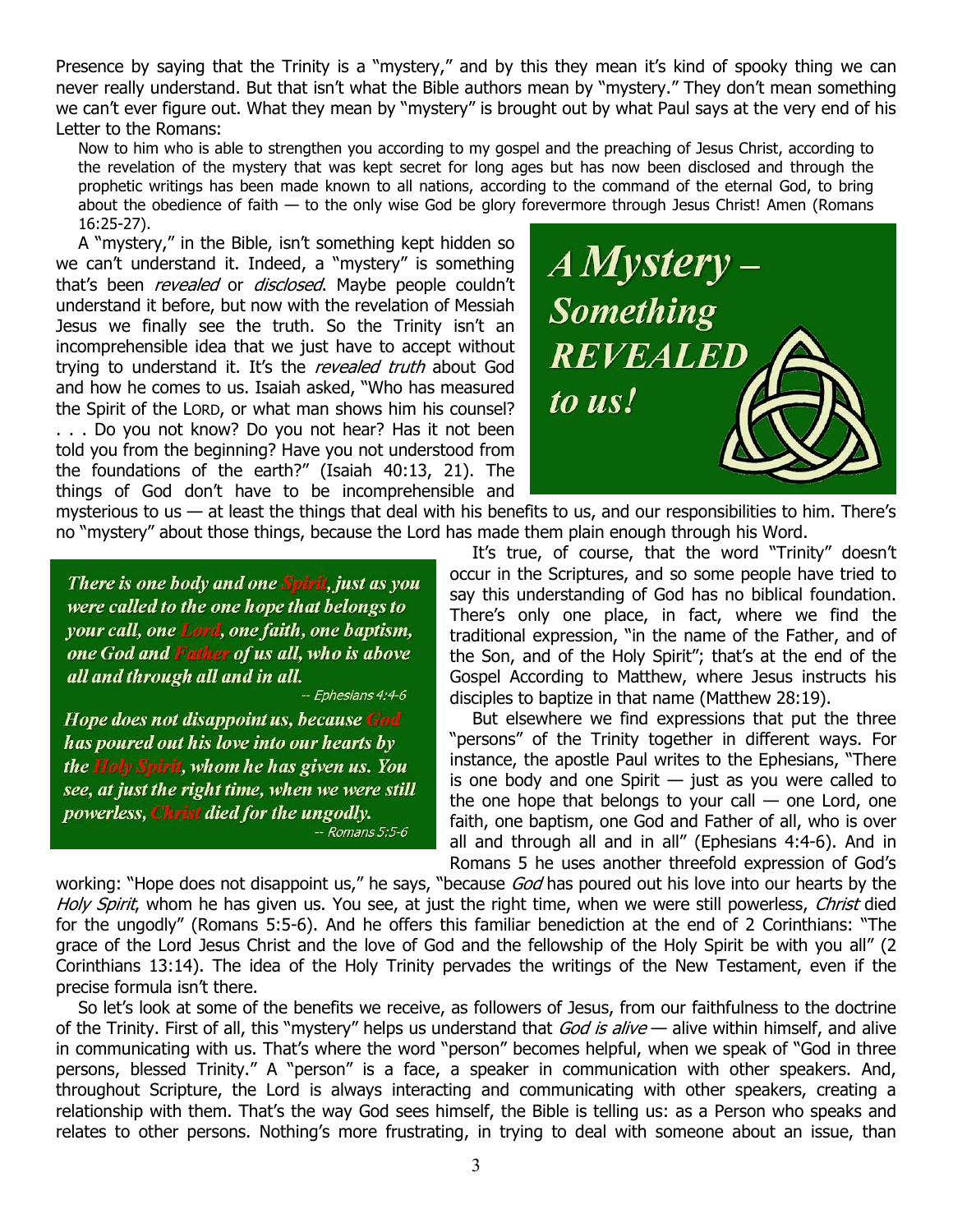Presence by saying that the Trinity is a "mystery," and by this they mean it's kind of spooky thing we can never really understand. But that isn't what the Bible authors mean by "mystery." They don't mean something we can't ever figure out. What they mean by "mystery" is brought out by what Paul says at the very end of his Letter to the Romans:

> Now to him who is able to strengthen you according to my gospel and the preaching of Jesus Christ, according to the revelation of the mystery that was kept secret for long ages but has now been disclosed and through the prophetic writings has been made known to all nations, according to the command of the eternal God, to bring about the obedience of faith — to the only wise God be glory forevermore through Jesus Christ! Amen (Romans 16:25-27).

A "mystery," in the Bible, isn't something kept hidden so we can't understand it. Indeed, a "mystery" is something that's been *revealed* or *disclosed*. Maybe people couldn't understand it before, but now with the revelation of Messiah Jesus we finally see the truth. So the Trinity isn't an incomprehensible idea that we just have to accept without trying to understand it. It's the *revealed truth* about God and how he comes to us. Isaiah asked, "Who has measured the Spirit of the LORD, or what man shows him his counsel? . . . Do you not know? Do you not hear? Has it not been told you from the beginning? Have you not understood from the foundations of the earth?" (Isaiah 40:13, 21). The things of God don't have to be incomprehensible and mysterious to us — at least the things that deal with his benefits to us, and our responsibilities to him. There's no "mystery" about those things, because the Lord has made them plain enough through his Word.

***A Mystery – Something REVEALED to us!***

> ***There is one body and one Spirit, just as you were called to the one hope that belongs to your call, one Lord, one faith, one baptism, one God and Father of us all, who is above all and through all and in all.***
>
> -- Ephesians 4:4-6
>
> ***Hope does not disappoint us, because God has poured out his love into our hearts by the Holy Spirit, whom he has given us. You see, at just the right time, when we were still powerless, Christ died for the ungodly.***
>
> -- Romans 5:5-6

It's true, of course, that the word "Trinity" doesn't occur in the Scriptures, and so some people have tried to say this understanding of God has no biblical foundation. There's only one place, in fact, where we find the traditional expression, "in the name of the Father, and of the Son, and of the Holy Spirit"; that's at the end of the Gospel According to Matthew, where Jesus instructs his disciples to baptize in that name (Matthew 28:19).

But elsewhere we find expressions that put the three "persons" of the Trinity together in different ways. For instance, the apostle Paul writes to the Ephesians, "There is one body and one Spirit — just as you were called to the one hope that belongs to your call — one Lord, one faith, one baptism, one God and Father of all, who is over all and through all and in all" (Ephesians 4:4-6). And in Romans 5 he uses another threefold expression of God's working: "Hope does not disappoint us," he says, "because *God* has poured out his love into our hearts by the *Holy Spirit*, whom he has given us. You see, at just the right time, when we were still powerless, *Christ* died for the ungodly" (Romans 5:5-6). And he offers this familiar benediction at the end of 2 Corinthians: "The grace of the Lord Jesus Christ and the love of God and the fellowship of the Holy Spirit be with you all" (2 Corinthians 13:14). The idea of the Holy Trinity pervades the writings of the New Testament, even if the precise formula isn't there.

So let's look at some of the benefits we receive, as followers of Jesus, from our faithfulness to the doctrine of the Trinity. First of all, this "mystery" helps us understand that *God is alive* — alive within himself, and alive in communicating with us. That's where the word "person" becomes helpful, when we speak of "God in three persons, blessed Trinity." A "person" is a face, a speaker in communication with other speakers. And, throughout Scripture, the Lord is always interacting and communicating with other speakers, creating a relationship with them. That's the way God sees himself, the Bible is telling us: as a Person who speaks and relates to other persons. Nothing's more frustrating, in trying to deal with someone about an issue, than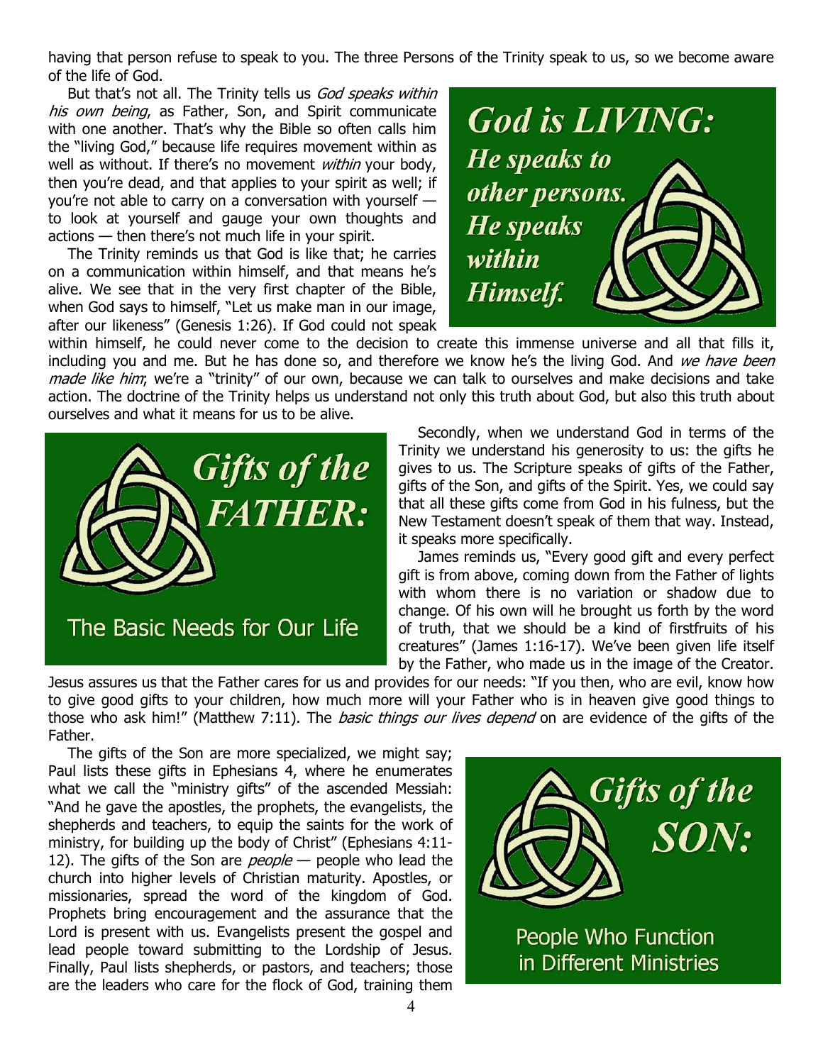having that person refuse to speak to you. The three Persons of the Trinity speak to us, so we become aware of the life of God.

But that's not all. The Trinity tells us *God speaks within his own being*, as Father, Son, and Spirit communicate with one another. That's why the Bible so often calls him the "living God," because life requires movement within as well as without. If there's no movement *within* your body, then you're dead, and that applies to your spirit as well; if you're not able to carry on a conversation with yourself — to look at yourself and gauge your own thoughts and actions — then there's not much life in your spirit.

**God is LIVING:**
***He speaks to other persons. He speaks within Himself.***

The Trinity reminds us that God is like that; he carries on a communication within himself, and that means he's alive. We see that in the very first chapter of the Bible, when God says to himself, "Let us make man in our image, after our likeness" (Genesis 1:26). If God could not speak within himself, he could never come to the decision to create this immense universe and all that fills it, including you and me. But he has done so, and therefore we know he's the living God. And *we have been made like him*; we're a "trinity" of our own, because we can talk to ourselves and make decisions and take action. The doctrine of the Trinity helps us understand not only this truth about God, but also this truth about ourselves and what it means for us to be alive.

***Gifts of the FATHER:***
The Basic Needs for Our Life

Secondly, when we understand God in terms of the Trinity we understand his generosity to us: the gifts he gives to us. The Scripture speaks of gifts of the Father, gifts of the Son, and gifts of the Spirit. Yes, we could say that all these gifts come from God in his fulness, but the New Testament doesn't speak of them that way. Instead, it speaks more specifically.

James reminds us, "Every good gift and every perfect gift is from above, coming down from the Father of lights with whom there is no variation or shadow due to change. Of his own will he brought us forth by the word of truth, that we should be a kind of firstfruits of his creatures" (James 1:16-17). We've been given life itself by the Father, who made us in the image of the Creator. Jesus assures us that the Father cares for us and provides for our needs: "If you then, who are evil, know how to give good gifts to your children, how much more will your Father who is in heaven give good things to those who ask him!" (Matthew 7:11). The *basic things our lives depend* on are evidence of the gifts of the Father.

***Gifts of the SON:***
People Who Function in Different Ministries

The gifts of the Son are more specialized, we might say; Paul lists these gifts in Ephesians 4, where he enumerates what we call the "ministry gifts" of the ascended Messiah: "And he gave the apostles, the prophets, the evangelists, the shepherds and teachers, to equip the saints for the work of ministry, for building up the body of Christ" (Ephesians 4:11-12). The gifts of the Son are *people* — people who lead the church into higher levels of Christian maturity. Apostles, or missionaries, spread the word of the kingdom of God. Prophets bring encouragement and the assurance that the Lord is present with us. Evangelists present the gospel and lead people toward submitting to the Lordship of Jesus. Finally, Paul lists shepherds, or pastors, and teachers; those are the leaders who care for the flock of God, training them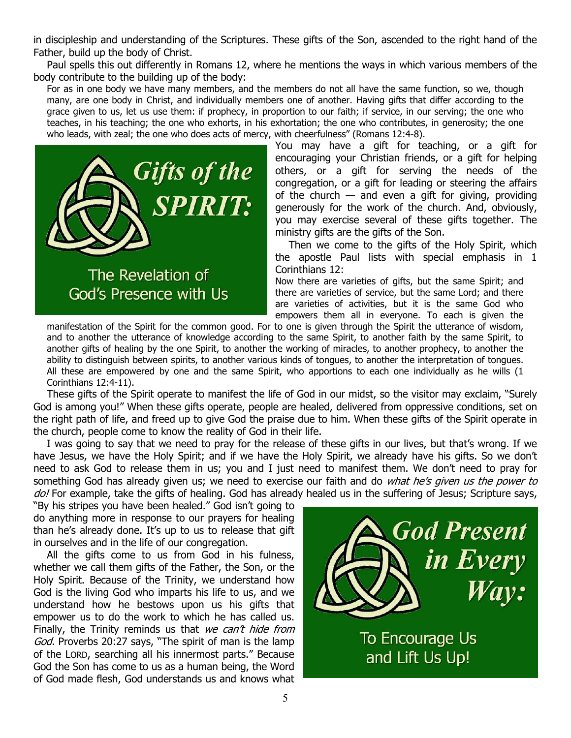in discipleship and understanding of the Scriptures. These gifts of the Son, ascended to the right hand of the Father, build up the body of Christ.

Paul spells this out differently in Romans 12, where he mentions the ways in which various members of the body contribute to the building up of the body:

> For as in one body we have many members, and the members do not all have the same function, so we, though many, are one body in Christ, and individually members one of another. Having gifts that differ according to the grace given to us, let us use them: if prophecy, in proportion to our faith; if service, in our serving; the one who teaches, in his teaching; the one who exhorts, in his exhortation; the one who contributes, in generosity; the one who leads, with zeal; the one who does acts of mercy, with cheerfulness" (Romans 12:4-8).

**Gifts of the SPIRIT:**
The Revelation of God's Presence with Us

You may have a gift for teaching, or a gift for encouraging your Christian friends, or a gift for helping others, or a gift for serving the needs of the congregation, or a gift for leading or steering the affairs of the church — and even a gift for giving, providing generously for the work of the church. And, obviously, you may exercise several of these gifts together. The ministry gifts are the gifts of the Son.

Then we come to the gifts of the Holy Spirit, which the apostle Paul lists with special emphasis in 1 Corinthians 12:

> Now there are varieties of gifts, but the same Spirit; and there are varieties of service, but the same Lord; and there are varieties of activities, but it is the same God who empowers them all in everyone. To each is given the manifestation of the Spirit for the common good. For to one is given through the Spirit the utterance of wisdom, and to another the utterance of knowledge according to the same Spirit, to another faith by the same Spirit, to another gifts of healing by the one Spirit, to another the working of miracles, to another prophecy, to another the ability to distinguish between spirits, to another various kinds of tongues, to another the interpretation of tongues. All these are empowered by one and the same Spirit, who apportions to each one individually as he wills (1 Corinthians 12:4-11).

These gifts of the Spirit operate to manifest the life of God in our midst, so the visitor may exclaim, "Surely God is among you!" When these gifts operate, people are healed, delivered from oppressive conditions, set on the right path of life, and freed up to give God the praise due to him. When these gifts of the Spirit operate in the church, people come to know the reality of God in their life.

I was going to say that we need to pray for the release of these gifts in our lives, but that's wrong. If we have Jesus, we have the Holy Spirit; and if we have the Holy Spirit, we already have his gifts. So we don't need to ask God to release them in us; you and I just need to manifest them. We don't need to pray for something God has already given us; we need to exercise our faith and do *what he's given us the power to do!* For example, take the gifts of healing. God has already healed us in the suffering of Jesus; Scripture says, "By his stripes you have been healed." God isn't going to do anything more in response to our prayers for healing than he's already done. It's up to us to release that gift in ourselves and in the life of our congregation.

**God Present in Every Way:**
To Encourage Us and Lift Us Up!

All the gifts come to us from God in his fulness, whether we call them gifts of the Father, the Son, or the Holy Spirit. Because of the Trinity, we understand how God is the living God who imparts his life to us, and we understand how he bestows upon us his gifts that empower us to do the work to which he has called us. Finally, the Trinity reminds us that *we can't hide from God.* Proverbs 20:27 says, "The spirit of man is the lamp of the LORD, searching all his innermost parts." Because God the Son has come to us as a human being, the Word of God made flesh, God understands us and knows what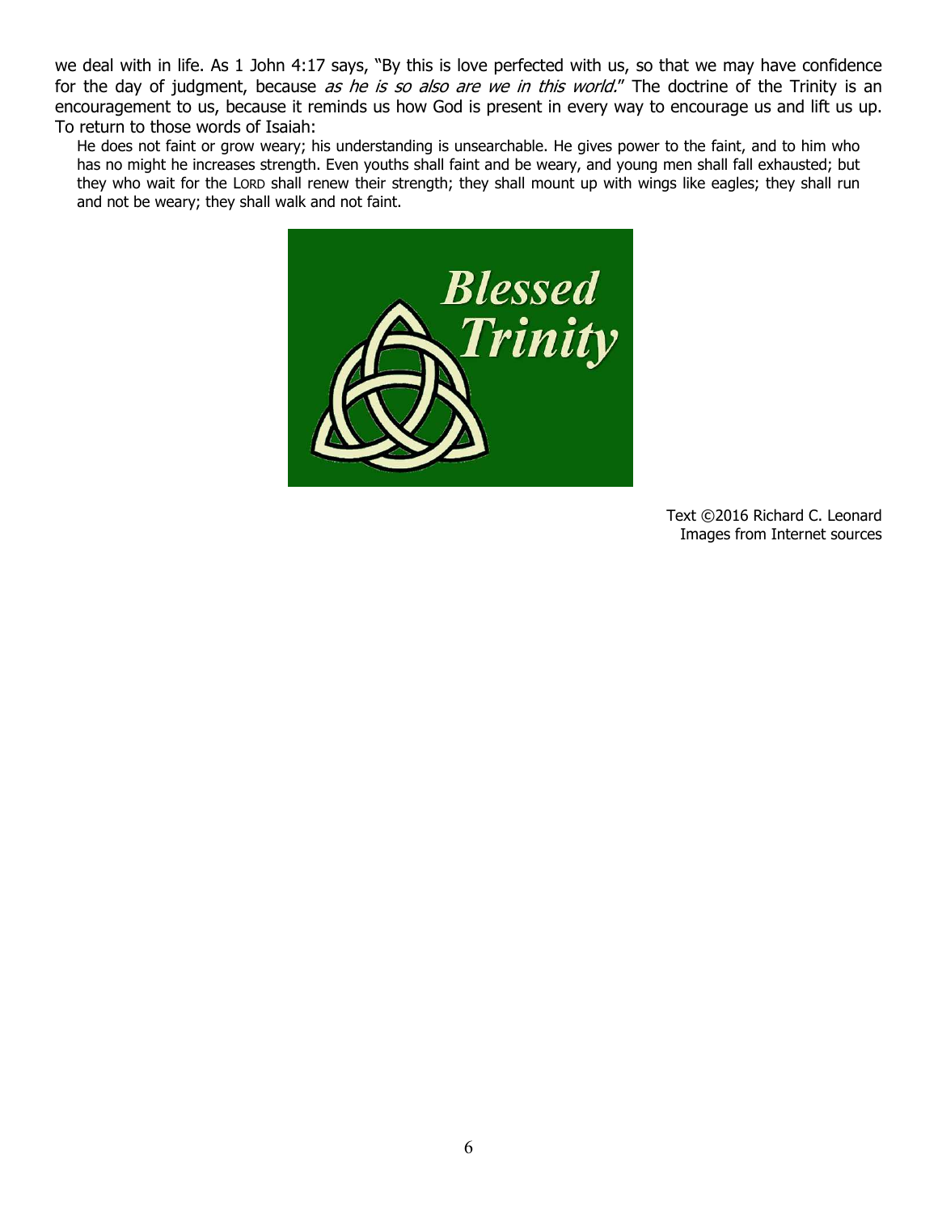we deal with in life. As 1 John 4:17 says, "By this is love perfected with us, so that we may have confidence for the day of judgment, because *as he is so also are we in this world.*" The doctrine of the Trinity is an encouragement to us, because it reminds us how God is present in every way to encourage us and lift us up. To return to those words of Isaiah:

> He does not faint or grow weary; his understanding is unsearchable. He gives power to the faint, and to him who has no might he increases strength. Even youths shall faint and be weary, and young men shall fall exhausted; but they who wait for the LORD shall renew their strength; they shall mount up with wings like eagles; they shall run and not be weary; they shall walk and not faint.

Text ©2016 Richard C. Leonard
Images from Internet sources